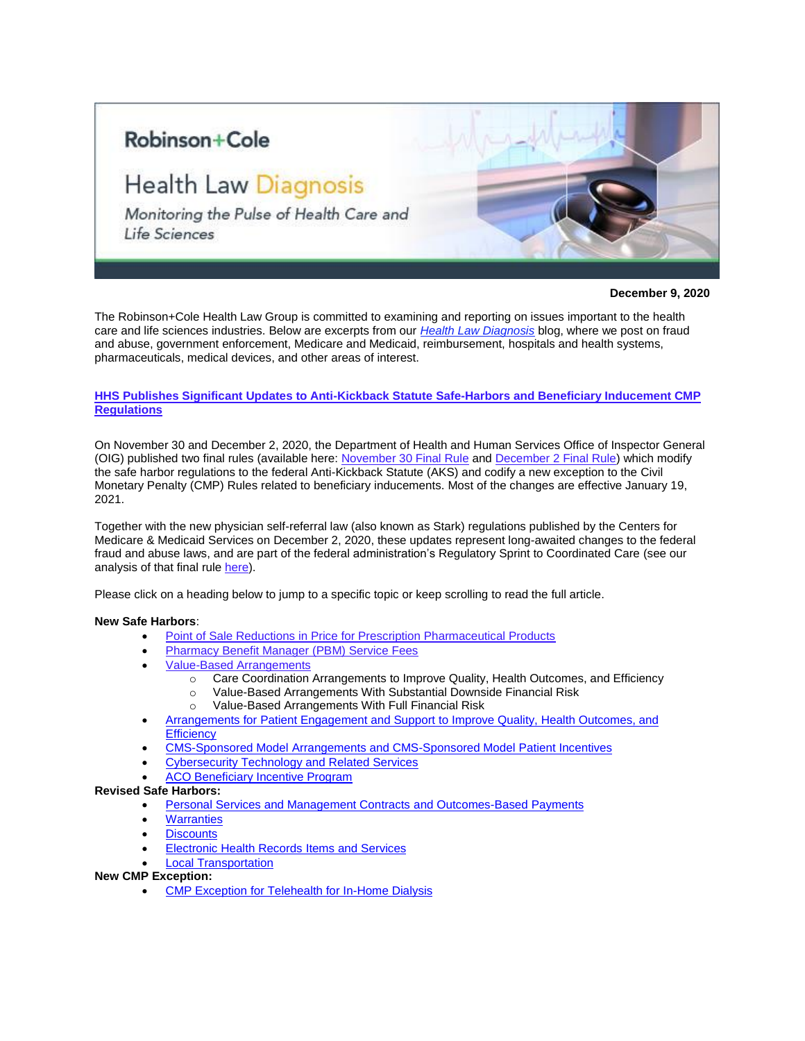Robinson+Cole

# Health Law Diagnosis

*Monitoring the Pulse of Health Care and Life Sciences*

**December 9, 2020**

The Robinson+Cole Health Law Group is committed to examining and reporting on issues important to the health care and life sciences industries. Below are excerpts from our *Health Law Diagnosis* blog, where we post on fraud and abuse, government enforcement, Medicare and Medicaid, reimbursement, hospitals and health systems, pharmaceuticals, medical devices, and other areas of interest.

## HHS Publishes Significant Updates to Anti-Kickback Statute Safe-Harbors and Beneficiary Inducement CMP Regulations

On November 30 and December 2, 2020, the Department of Health and Human Services Office of Inspector General (OIG) published two final rules (available here: November 30 Final Rule and December 2 Final Rule) which modify the safe harbor regulations to the federal Anti-Kickback Statute (AKS) and codify a new exception to the Civil Monetary Penalty (CMP) Rules related to beneficiary inducements. Most of the changes are effective January 19, 2021.

Together with the new physician self-referral law (also known as Stark) regulations published by the Centers for Medicare & Medicaid Services on December 2, 2020, these updates represent long-awaited changes to the federal fraud and abuse laws, and are part of the federal administration's Regulatory Sprint to Coordinated Care (see our analysis of that final rule here).

Please click on a heading below to jump to a specific topic or keep scrolling to read the full article.

**New Safe Harbors**:

- Point of Sale Reductions in Price for Prescription Pharmaceutical Products
- Pharmacy Benefit Manager (PBM) Service Fees
- Value-Based Arrangements
  - Care Coordination Arrangements to Improve Quality, Health Outcomes, and Efficiency
  - Value-Based Arrangements With Substantial Downside Financial Risk
  - Value-Based Arrangements With Full Financial Risk
- Arrangements for Patient Engagement and Support to Improve Quality, Health Outcomes, and Efficiency
- CMS-Sponsored Model Arrangements and CMS-Sponsored Model Patient Incentives
- Cybersecurity Technology and Related Services
- ACO Beneficiary Incentive Program

**Revised Safe Harbors:**

- Personal Services and Management Contracts and Outcomes-Based Payments
- Warranties
- Discounts
- Electronic Health Records Items and Services
- Local Transportation

**New CMP Exception:**

- CMP Exception for Telehealth for In-Home Dialysis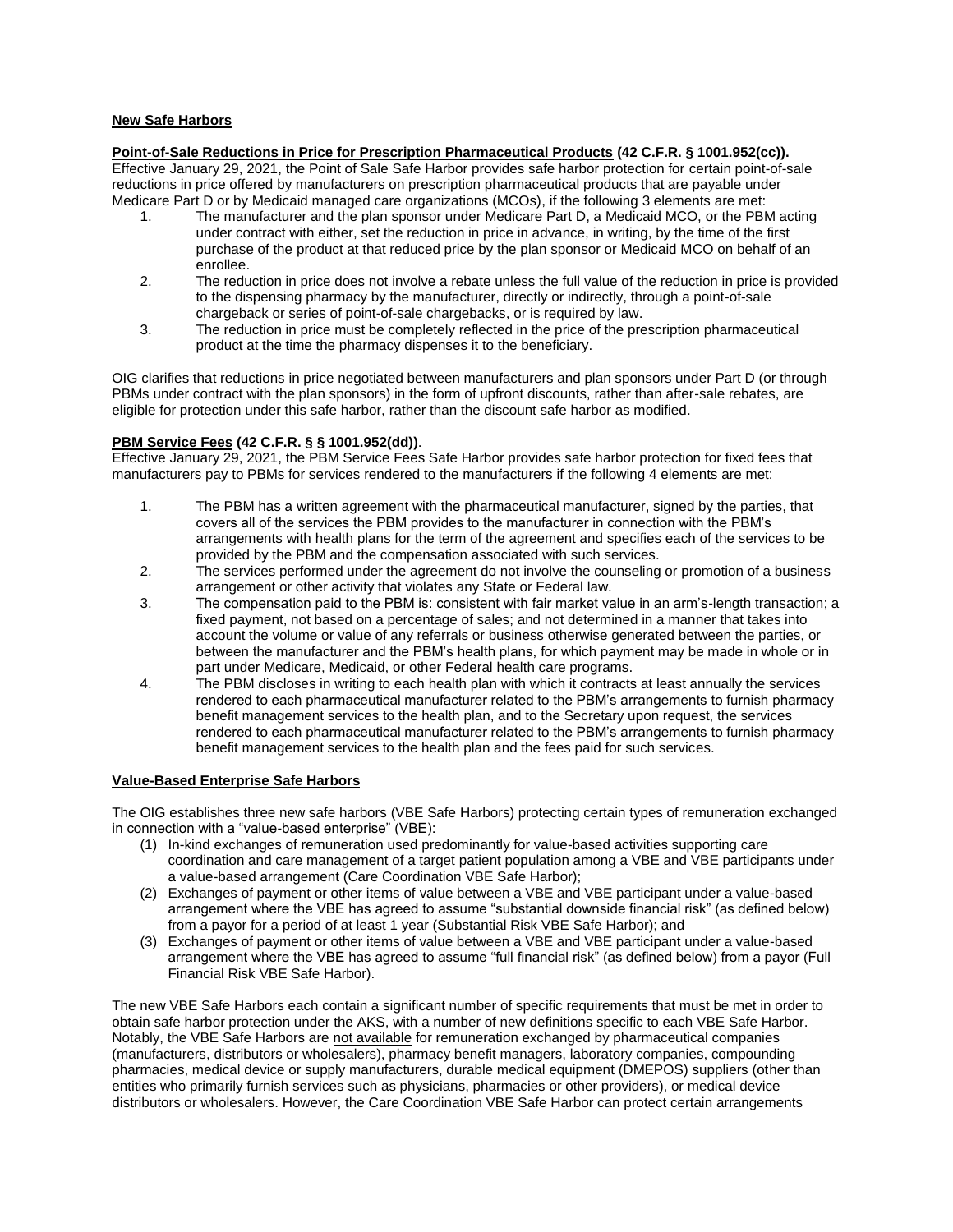**New Safe Harbors**

**Point-of-Sale Reductions in Price for Prescription Pharmaceutical Products (42 C.F.R. § 1001.952(cc)).**
Effective January 29, 2021, the Point of Sale Safe Harbor provides safe harbor protection for certain point-of-sale reductions in price offered by manufacturers on prescription pharmaceutical products that are payable under Medicare Part D or by Medicaid managed care organizations (MCOs), if the following 3 elements are met:

1. The manufacturer and the plan sponsor under Medicare Part D, a Medicaid MCO, or the PBM acting under contract with either, set the reduction in price in advance, in writing, by the time of the first purchase of the product at that reduced price by the plan sponsor or Medicaid MCO on behalf of an enrollee.
2. The reduction in price does not involve a rebate unless the full value of the reduction in price is provided to the dispensing pharmacy by the manufacturer, directly or indirectly, through a point-of-sale chargeback or series of point-of-sale chargebacks, or is required by law.
3. The reduction in price must be completely reflected in the price of the prescription pharmaceutical product at the time the pharmacy dispenses it to the beneficiary.

OIG clarifies that reductions in price negotiated between manufacturers and plan sponsors under Part D (or through PBMs under contract with the plan sponsors) in the form of upfront discounts, rather than after-sale rebates, are eligible for protection under this safe harbor, rather than the discount safe harbor as modified.

**PBM Service Fees (42 C.F.R. § § 1001.952(dd))**.
Effective January 29, 2021, the PBM Service Fees Safe Harbor provides safe harbor protection for fixed fees that manufacturers pay to PBMs for services rendered to the manufacturers if the following 4 elements are met:

1. The PBM has a written agreement with the pharmaceutical manufacturer, signed by the parties, that covers all of the services the PBM provides to the manufacturer in connection with the PBM's arrangements with health plans for the term of the agreement and specifies each of the services to be provided by the PBM and the compensation associated with such services.
2. The services performed under the agreement do not involve the counseling or promotion of a business arrangement or other activity that violates any State or Federal law.
3. The compensation paid to the PBM is: consistent with fair market value in an arm's-length transaction; a fixed payment, not based on a percentage of sales; and not determined in a manner that takes into account the volume or value of any referrals or business otherwise generated between the parties, or between the manufacturer and the PBM's health plans, for which payment may be made in whole or in part under Medicare, Medicaid, or other Federal health care programs.
4. The PBM discloses in writing to each health plan with which it contracts at least annually the services rendered to each pharmaceutical manufacturer related to the PBM's arrangements to furnish pharmacy benefit management services to the health plan, and to the Secretary upon request, the services rendered to each pharmaceutical manufacturer related to the PBM's arrangements to furnish pharmacy benefit management services to the health plan and the fees paid for such services.

**Value-Based Enterprise Safe Harbors**

The OIG establishes three new safe harbors (VBE Safe Harbors) protecting certain types of remuneration exchanged in connection with a "value-based enterprise" (VBE):

(1) In-kind exchanges of remuneration used predominantly for value-based activities supporting care coordination and care management of a target patient population among a VBE and VBE participants under a value-based arrangement (Care Coordination VBE Safe Harbor);
(2) Exchanges of payment or other items of value between a VBE and VBE participant under a value-based arrangement where the VBE has agreed to assume "substantial downside financial risk" (as defined below) from a payor for a period of at least 1 year (Substantial Risk VBE Safe Harbor); and
(3) Exchanges of payment or other items of value between a VBE and VBE participant under a value-based arrangement where the VBE has agreed to assume "full financial risk" (as defined below) from a payor (Full Financial Risk VBE Safe Harbor).

The new VBE Safe Harbors each contain a significant number of specific requirements that must be met in order to obtain safe harbor protection under the AKS, with a number of new definitions specific to each VBE Safe Harbor. Notably, the VBE Safe Harbors are not available for remuneration exchanged by pharmaceutical companies (manufacturers, distributors or wholesalers), pharmacy benefit managers, laboratory companies, compounding pharmacies, medical device or supply manufacturers, durable medical equipment (DMEPOS) suppliers (other than entities who primarily furnish services such as physicians, pharmacies or other providers), or medical device distributors or wholesalers. However, the Care Coordination VBE Safe Harbor can protect certain arrangements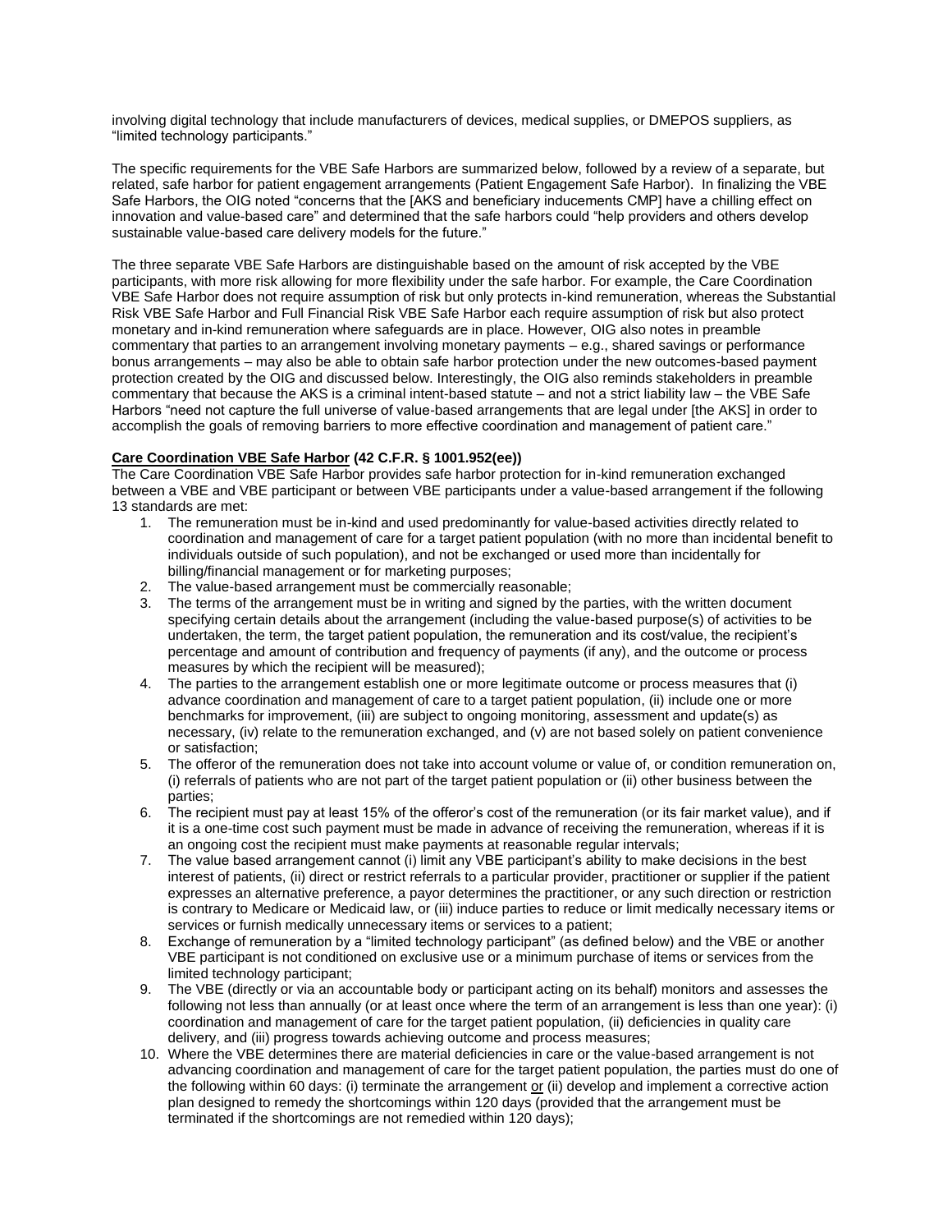involving digital technology that include manufacturers of devices, medical supplies, or DMEPOS suppliers, as "limited technology participants."

The specific requirements for the VBE Safe Harbors are summarized below, followed by a review of a separate, but related, safe harbor for patient engagement arrangements (Patient Engagement Safe Harbor). In finalizing the VBE Safe Harbors, the OIG noted "concerns that the [AKS and beneficiary inducements CMP] have a chilling effect on innovation and value-based care" and determined that the safe harbors could "help providers and others develop sustainable value-based care delivery models for the future."

The three separate VBE Safe Harbors are distinguishable based on the amount of risk accepted by the VBE participants, with more risk allowing for more flexibility under the safe harbor. For example, the Care Coordination VBE Safe Harbor does not require assumption of risk but only protects in-kind remuneration, whereas the Substantial Risk VBE Safe Harbor and Full Financial Risk VBE Safe Harbor each require assumption of risk but also protect monetary and in-kind remuneration where safeguards are in place. However, OIG also notes in preamble commentary that parties to an arrangement involving monetary payments – e.g., shared savings or performance bonus arrangements – may also be able to obtain safe harbor protection under the new outcomes-based payment protection created by the OIG and discussed below. Interestingly, the OIG also reminds stakeholders in preamble commentary that because the AKS is a criminal intent-based statute – and not a strict liability law – the VBE Safe Harbors "need not capture the full universe of value-based arrangements that are legal under [the AKS] in order to accomplish the goals of removing barriers to more effective coordination and management of patient care."

**Care Coordination VBE Safe Harbor (42 C.F.R. § 1001.952(ee))**

The Care Coordination VBE Safe Harbor provides safe harbor protection for in-kind remuneration exchanged between a VBE and VBE participant or between VBE participants under a value-based arrangement if the following 13 standards are met:

1. The remuneration must be in-kind and used predominantly for value-based activities directly related to coordination and management of care for a target patient population (with no more than incidental benefit to individuals outside of such population), and not be exchanged or used more than incidentally for billing/financial management or for marketing purposes;
2. The value-based arrangement must be commercially reasonable;
3. The terms of the arrangement must be in writing and signed by the parties, with the written document specifying certain details about the arrangement (including the value-based purpose(s) of activities to be undertaken, the term, the target patient population, the remuneration and its cost/value, the recipient's percentage and amount of contribution and frequency of payments (if any), and the outcome or process measures by which the recipient will be measured);
4. The parties to the arrangement establish one or more legitimate outcome or process measures that (i) advance coordination and management of care to a target patient population, (ii) include one or more benchmarks for improvement, (iii) are subject to ongoing monitoring, assessment and update(s) as necessary, (iv) relate to the remuneration exchanged, and (v) are not based solely on patient convenience or satisfaction;
5. The offeror of the remuneration does not take into account volume or value of, or condition remuneration on, (i) referrals of patients who are not part of the target patient population or (ii) other business between the parties;
6. The recipient must pay at least 15% of the offeror's cost of the remuneration (or its fair market value), and if it is a one-time cost such payment must be made in advance of receiving the remuneration, whereas if it is an ongoing cost the recipient must make payments at reasonable regular intervals;
7. The value based arrangement cannot (i) limit any VBE participant's ability to make decisions in the best interest of patients, (ii) direct or restrict referrals to a particular provider, practitioner or supplier if the patient expresses an alternative preference, a payor determines the practitioner, or any such direction or restriction is contrary to Medicare or Medicaid law, or (iii) induce parties to reduce or limit medically necessary items or services or furnish medically unnecessary items or services to a patient;
8. Exchange of remuneration by a "limited technology participant" (as defined below) and the VBE or another VBE participant is not conditioned on exclusive use or a minimum purchase of items or services from the limited technology participant;
9. The VBE (directly or via an accountable body or participant acting on its behalf) monitors and assesses the following not less than annually (or at least once where the term of an arrangement is less than one year): (i) coordination and management of care for the target patient population, (ii) deficiencies in quality care delivery, and (iii) progress towards achieving outcome and process measures;
10. Where the VBE determines there are material deficiencies in care or the value-based arrangement is not advancing coordination and management of care for the target patient population, the parties must do one of the following within 60 days: (i) terminate the arrangement or (ii) develop and implement a corrective action plan designed to remedy the shortcomings within 120 days (provided that the arrangement must be terminated if the shortcomings are not remedied within 120 days);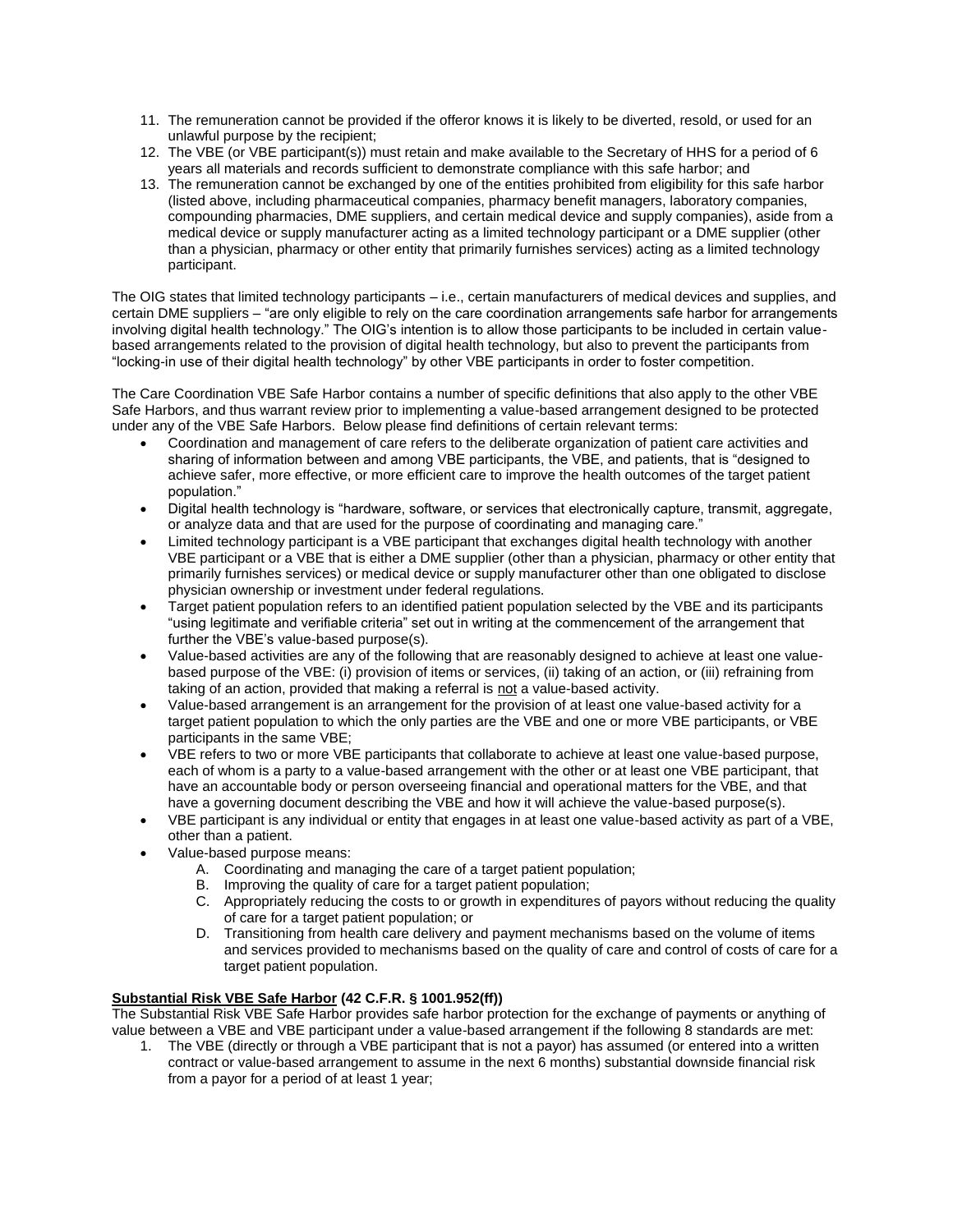11. The remuneration cannot be provided if the offeror knows it is likely to be diverted, resold, or used for an unlawful purpose by the recipient;
12. The VBE (or VBE participant(s)) must retain and make available to the Secretary of HHS for a period of 6 years all materials and records sufficient to demonstrate compliance with this safe harbor; and
13. The remuneration cannot be exchanged by one of the entities prohibited from eligibility for this safe harbor (listed above, including pharmaceutical companies, pharmacy benefit managers, laboratory companies, compounding pharmacies, DME suppliers, and certain medical device and supply companies), aside from a medical device or supply manufacturer acting as a limited technology participant or a DME supplier (other than a physician, pharmacy or other entity that primarily furnishes services) acting as a limited technology participant.

The OIG states that limited technology participants – i.e., certain manufacturers of medical devices and supplies, and certain DME suppliers – "are only eligible to rely on the care coordination arrangements safe harbor for arrangements involving digital health technology." The OIG's intention is to allow those participants to be included in certain value-based arrangements related to the provision of digital health technology, but also to prevent the participants from "locking-in use of their digital health technology" by other VBE participants in order to foster competition.

The Care Coordination VBE Safe Harbor contains a number of specific definitions that also apply to the other VBE Safe Harbors, and thus warrant review prior to implementing a value-based arrangement designed to be protected under any of the VBE Safe Harbors. Below please find definitions of certain relevant terms:

- Coordination and management of care refers to the deliberate organization of patient care activities and sharing of information between and among VBE participants, the VBE, and patients, that is "designed to achieve safer, more effective, or more efficient care to improve the health outcomes of the target patient population."
- Digital health technology is "hardware, software, or services that electronically capture, transmit, aggregate, or analyze data and that are used for the purpose of coordinating and managing care."
- Limited technology participant is a VBE participant that exchanges digital health technology with another VBE participant or a VBE that is either a DME supplier (other than a physician, pharmacy or other entity that primarily furnishes services) or medical device or supply manufacturer other than one obligated to disclose physician ownership or investment under federal regulations.
- Target patient population refers to an identified patient population selected by the VBE and its participants "using legitimate and verifiable criteria" set out in writing at the commencement of the arrangement that further the VBE's value-based purpose(s).
- Value-based activities are any of the following that are reasonably designed to achieve at least one value-based purpose of the VBE: (i) provision of items or services, (ii) taking of an action, or (iii) refraining from taking of an action, provided that making a referral is <u>not</u> a value-based activity.
- Value-based arrangement is an arrangement for the provision of at least one value-based activity for a target patient population to which the only parties are the VBE and one or more VBE participants, or VBE participants in the same VBE;
- VBE refers to two or more VBE participants that collaborate to achieve at least one value-based purpose, each of whom is a party to a value-based arrangement with the other or at least one VBE participant, that have an accountable body or person overseeing financial and operational matters for the VBE, and that have a governing document describing the VBE and how it will achieve the value-based purpose(s).
- VBE participant is any individual or entity that engages in at least one value-based activity as part of a VBE, other than a patient.
- Value-based purpose means:
    - A. Coordinating and managing the care of a target patient population;
    - B. Improving the quality of care for a target patient population;
    - C. Appropriately reducing the costs to or growth in expenditures of payors without reducing the quality of care for a target patient population; or
    - D. Transitioning from health care delivery and payment mechanisms based on the volume of items and services provided to mechanisms based on the quality of care and control of costs of care for a target patient population.

**<u>Substantial Risk VBE Safe Harbor</u> (42 C.F.R. § 1001.952(ff))**

The Substantial Risk VBE Safe Harbor provides safe harbor protection for the exchange of payments or anything of value between a VBE and VBE participant under a value-based arrangement if the following 8 standards are met:

1. The VBE (directly or through a VBE participant that is not a payor) has assumed (or entered into a written contract or value-based arrangement to assume in the next 6 months) substantial downside financial risk from a payor for a period of at least 1 year;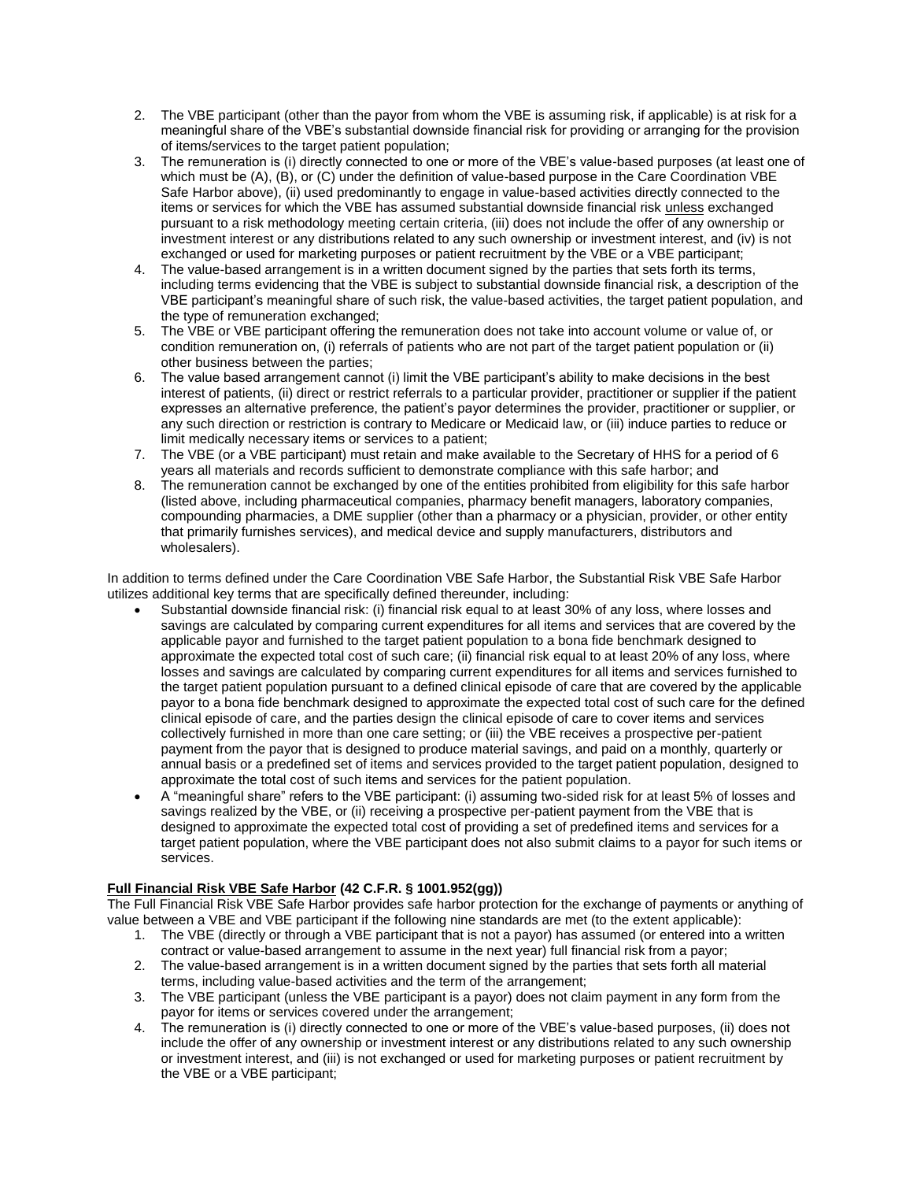2. The VBE participant (other than the payor from whom the VBE is assuming risk, if applicable) is at risk for a meaningful share of the VBE's substantial downside financial risk for providing or arranging for the provision of items/services to the target patient population;
3. The remuneration is (i) directly connected to one or more of the VBE's value-based purposes (at least one of which must be (A), (B), or (C) under the definition of value-based purpose in the Care Coordination VBE Safe Harbor above), (ii) used predominantly to engage in value-based activities directly connected to the items or services for which the VBE has assumed substantial downside financial risk unless exchanged pursuant to a risk methodology meeting certain criteria, (iii) does not include the offer of any ownership or investment interest or any distributions related to any such ownership or investment interest, and (iv) is not exchanged or used for marketing purposes or patient recruitment by the VBE or a VBE participant;
4. The value-based arrangement is in a written document signed by the parties that sets forth its terms, including terms evidencing that the VBE is subject to substantial downside financial risk, a description of the VBE participant's meaningful share of such risk, the value-based activities, the target patient population, and the type of remuneration exchanged;
5. The VBE or VBE participant offering the remuneration does not take into account volume or value of, or condition remuneration on, (i) referrals of patients who are not part of the target patient population or (ii) other business between the parties;
6. The value based arrangement cannot (i) limit the VBE participant's ability to make decisions in the best interest of patients, (ii) direct or restrict referrals to a particular provider, practitioner or supplier if the patient expresses an alternative preference, the patient's payor determines the provider, practitioner or supplier, or any such direction or restriction is contrary to Medicare or Medicaid law, or (iii) induce parties to reduce or limit medically necessary items or services to a patient;
7. The VBE (or a VBE participant) must retain and make available to the Secretary of HHS for a period of 6 years all materials and records sufficient to demonstrate compliance with this safe harbor; and
8. The remuneration cannot be exchanged by one of the entities prohibited from eligibility for this safe harbor (listed above, including pharmaceutical companies, pharmacy benefit managers, laboratory companies, compounding pharmacies, a DME supplier (other than a pharmacy or a physician, provider, or other entity that primarily furnishes services), and medical device and supply manufacturers, distributors and wholesalers).

In addition to terms defined under the Care Coordination VBE Safe Harbor, the Substantial Risk VBE Safe Harbor utilizes additional key terms that are specifically defined thereunder, including:

- Substantial downside financial risk: (i) financial risk equal to at least 30% of any loss, where losses and savings are calculated by comparing current expenditures for all items and services that are covered by the applicable payor and furnished to the target patient population to a bona fide benchmark designed to approximate the expected total cost of such care; (ii) financial risk equal to at least 20% of any loss, where losses and savings are calculated by comparing current expenditures for all items and services furnished to the target patient population pursuant to a defined clinical episode of care that are covered by the applicable payor to a bona fide benchmark designed to approximate the expected total cost of such care for the defined clinical episode of care, and the parties design the clinical episode of care to cover items and services collectively furnished in more than one care setting; or (iii) the VBE receives a prospective per-patient payment from the payor that is designed to produce material savings, and paid on a monthly, quarterly or annual basis or a predefined set of items and services provided to the target patient population, designed to approximate the total cost of such items and services for the patient population.
- A "meaningful share" refers to the VBE participant: (i) assuming two-sided risk for at least 5% of losses and savings realized by the VBE, or (ii) receiving a prospective per-patient payment from the VBE that is designed to approximate the expected total cost of providing a set of predefined items and services for a target patient population, where the VBE participant does not also submit claims to a payor for such items or services.

**Full Financial Risk VBE Safe Harbor (42 C.F.R. § 1001.952(gg))**

The Full Financial Risk VBE Safe Harbor provides safe harbor protection for the exchange of payments or anything of value between a VBE and VBE participant if the following nine standards are met (to the extent applicable):

1. The VBE (directly or through a VBE participant that is not a payor) has assumed (or entered into a written contract or value-based arrangement to assume in the next year) full financial risk from a payor;
2. The value-based arrangement is in a written document signed by the parties that sets forth all material terms, including value-based activities and the term of the arrangement;
3. The VBE participant (unless the VBE participant is a payor) does not claim payment in any form from the payor for items or services covered under the arrangement;
4. The remuneration is (i) directly connected to one or more of the VBE's value-based purposes, (ii) does not include the offer of any ownership or investment interest or any distributions related to any such ownership or investment interest, and (iii) is not exchanged or used for marketing purposes or patient recruitment by the VBE or a VBE participant;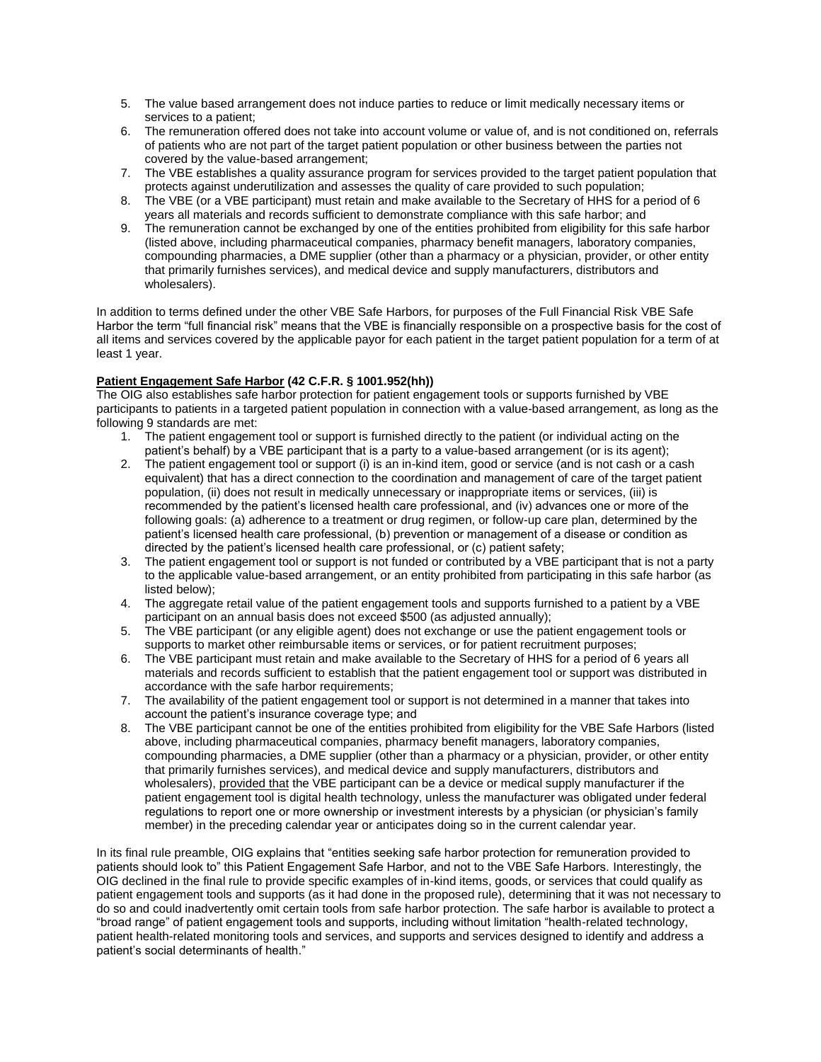5. The value based arrangement does not induce parties to reduce or limit medically necessary items or services to a patient;
6. The remuneration offered does not take into account volume or value of, and is not conditioned on, referrals of patients who are not part of the target patient population or other business between the parties not covered by the value-based arrangement;
7. The VBE establishes a quality assurance program for services provided to the target patient population that protects against underutilization and assesses the quality of care provided to such population;
8. The VBE (or a VBE participant) must retain and make available to the Secretary of HHS for a period of 6 years all materials and records sufficient to demonstrate compliance with this safe harbor; and
9. The remuneration cannot be exchanged by one of the entities prohibited from eligibility for this safe harbor (listed above, including pharmaceutical companies, pharmacy benefit managers, laboratory companies, compounding pharmacies, a DME supplier (other than a pharmacy or a physician, provider, or other entity that primarily furnishes services), and medical device and supply manufacturers, distributors and wholesalers).

In addition to terms defined under the other VBE Safe Harbors, for purposes of the Full Financial Risk VBE Safe Harbor the term "full financial risk" means that the VBE is financially responsible on a prospective basis for the cost of all items and services covered by the applicable payor for each patient in the target patient population for a term of at least 1 year.

**Patient Engagement Safe Harbor (42 C.F.R. § 1001.952(hh))**

The OIG also establishes safe harbor protection for patient engagement tools or supports furnished by VBE participants to patients in a targeted patient population in connection with a value-based arrangement, as long as the following 9 standards are met:

1. The patient engagement tool or support is furnished directly to the patient (or individual acting on the patient's behalf) by a VBE participant that is a party to a value-based arrangement (or is its agent);
2. The patient engagement tool or support (i) is an in-kind item, good or service (and is not cash or a cash equivalent) that has a direct connection to the coordination and management of care of the target patient population, (ii) does not result in medically unnecessary or inappropriate items or services, (iii) is recommended by the patient's licensed health care professional, and (iv) advances one or more of the following goals: (a) adherence to a treatment or drug regimen, or follow-up care plan, determined by the patient's licensed health care professional, (b) prevention or management of a disease or condition as directed by the patient's licensed health care professional, or (c) patient safety;
3. The patient engagement tool or support is not funded or contributed by a VBE participant that is not a party to the applicable value-based arrangement, or an entity prohibited from participating in this safe harbor (as listed below);
4. The aggregate retail value of the patient engagement tools and supports furnished to a patient by a VBE participant on an annual basis does not exceed $500 (as adjusted annually);
5. The VBE participant (or any eligible agent) does not exchange or use the patient engagement tools or supports to market other reimbursable items or services, or for patient recruitment purposes;
6. The VBE participant must retain and make available to the Secretary of HHS for a period of 6 years all materials and records sufficient to establish that the patient engagement tool or support was distributed in accordance with the safe harbor requirements;
7. The availability of the patient engagement tool or support is not determined in a manner that takes into account the patient's insurance coverage type; and
8. The VBE participant cannot be one of the entities prohibited from eligibility for the VBE Safe Harbors (listed above, including pharmaceutical companies, pharmacy benefit managers, laboratory companies, compounding pharmacies, a DME supplier (other than a pharmacy or a physician, provider, or other entity that primarily furnishes services), and medical device and supply manufacturers, distributors and wholesalers), <u>provided that</u> the VBE participant can be a device or medical supply manufacturer if the patient engagement tool is digital health technology, unless the manufacturer was obligated under federal regulations to report one or more ownership or investment interests by a physician (or physician's family member) in the preceding calendar year or anticipates doing so in the current calendar year.

In its final rule preamble, OIG explains that "entities seeking safe harbor protection for remuneration provided to patients should look to" this Patient Engagement Safe Harbor, and not to the VBE Safe Harbors. Interestingly, the OIG declined in the final rule to provide specific examples of in-kind items, goods, or services that could qualify as patient engagement tools and supports (as it had done in the proposed rule), determining that it was not necessary to do so and could inadvertently omit certain tools from safe harbor protection. The safe harbor is available to protect a "broad range" of patient engagement tools and supports, including without limitation "health-related technology, patient health-related monitoring tools and services, and supports and services designed to identify and address a patient's social determinants of health."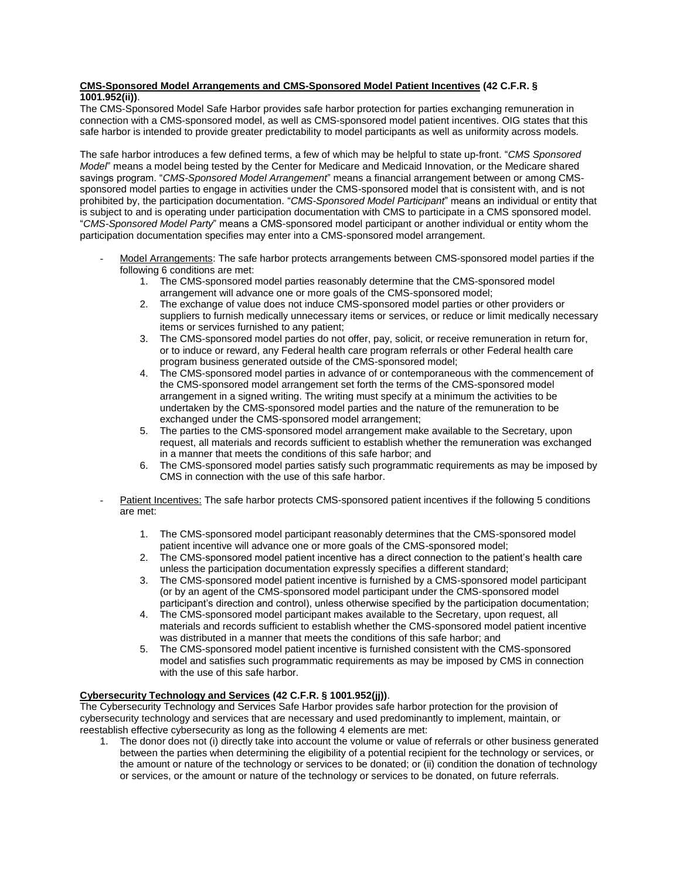**<u>CMS-Sponsored Model Arrangements and CMS-Sponsored Model Patient Incentives</u> (42 C.F.R. § 1001.952(ii))**.
The CMS-Sponsored Model Safe Harbor provides safe harbor protection for parties exchanging remuneration in connection with a CMS-sponsored model, as well as CMS-sponsored model patient incentives. OIG states that this safe harbor is intended to provide greater predictability to model participants as well as uniformity across models.

The safe harbor introduces a few defined terms, a few of which may be helpful to state up-front. "*CMS Sponsored Model*" means a model being tested by the Center for Medicare and Medicaid Innovation, or the Medicare shared savings program. "*CMS-Sponsored Model Arrangement*" means a financial arrangement between or among CMS-sponsored model parties to engage in activities under the CMS-sponsored model that is consistent with, and is not prohibited by, the participation documentation. "*CMS-Sponsored Model Participant*" means an individual or entity that is subject to and is operating under participation documentation with CMS to participate in a CMS sponsored model. "*CMS-Sponsored Model Party*" means a CMS-sponsored model participant or another individual or entity whom the participation documentation specifies may enter into a CMS-sponsored model arrangement.

- <u>Model Arrangements</u>: The safe harbor protects arrangements between CMS-sponsored model parties if the following 6 conditions are met:
    1. The CMS-sponsored model parties reasonably determine that the CMS-sponsored model arrangement will advance one or more goals of the CMS-sponsored model;
    2. The exchange of value does not induce CMS-sponsored model parties or other providers or suppliers to furnish medically unnecessary items or services, or reduce or limit medically necessary items or services furnished to any patient;
    3. The CMS-sponsored model parties do not offer, pay, solicit, or receive remuneration in return for, or to induce or reward, any Federal health care program referrals or other Federal health care program business generated outside of the CMS-sponsored model;
    4. The CMS-sponsored model parties in advance of or contemporaneous with the commencement of the CMS-sponsored model arrangement set forth the terms of the CMS-sponsored model arrangement in a signed writing. The writing must specify at a minimum the activities to be undertaken by the CMS-sponsored model parties and the nature of the remuneration to be exchanged under the CMS-sponsored model arrangement;
    5. The parties to the CMS-sponsored model arrangement make available to the Secretary, upon request, all materials and records sufficient to establish whether the remuneration was exchanged in a manner that meets the conditions of this safe harbor; and
    6. The CMS-sponsored model parties satisfy such programmatic requirements as may be imposed by CMS in connection with the use of this safe harbor.

- <u>Patient Incentives:</u> The safe harbor protects CMS-sponsored patient incentives if the following 5 conditions are met:

    1. The CMS-sponsored model participant reasonably determines that the CMS-sponsored model patient incentive will advance one or more goals of the CMS-sponsored model;
    2. The CMS-sponsored model patient incentive has a direct connection to the patient's health care unless the participation documentation expressly specifies a different standard;
    3. The CMS-sponsored model patient incentive is furnished by a CMS-sponsored model participant (or by an agent of the CMS-sponsored model participant under the CMS-sponsored model participant's direction and control), unless otherwise specified by the participation documentation;
    4. The CMS-sponsored model participant makes available to the Secretary, upon request, all materials and records sufficient to establish whether the CMS-sponsored model patient incentive was distributed in a manner that meets the conditions of this safe harbor; and
    5. The CMS-sponsored model patient incentive is furnished consistent with the CMS-sponsored model and satisfies such programmatic requirements as may be imposed by CMS in connection with the use of this safe harbor.

**<u>Cybersecurity Technology and Services</u> (42 C.F.R. § 1001.952(jj))**.
The Cybersecurity Technology and Services Safe Harbor provides safe harbor protection for the provision of cybersecurity technology and services that are necessary and used predominantly to implement, maintain, or reestablish effective cybersecurity as long as the following 4 elements are met:

1. The donor does not (i) directly take into account the volume or value of referrals or other business generated between the parties when determining the eligibility of a potential recipient for the technology or services, or the amount or nature of the technology or services to be donated; or (ii) condition the donation of technology or services, or the amount or nature of the technology or services to be donated, on future referrals.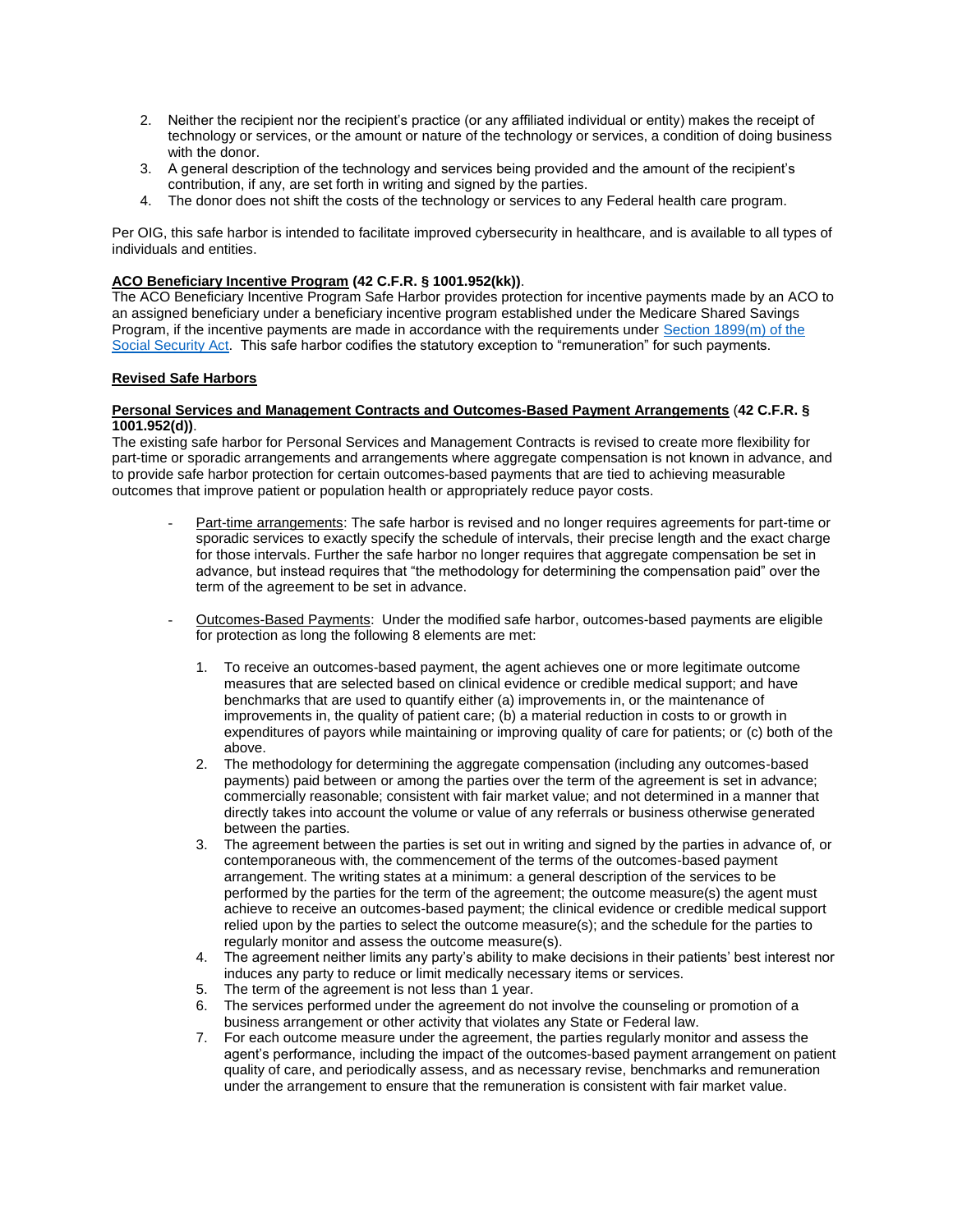2. Neither the recipient nor the recipient's practice (or any affiliated individual or entity) makes the receipt of technology or services, or the amount or nature of the technology or services, a condition of doing business with the donor.
3. A general description of the technology and services being provided and the amount of the recipient's contribution, if any, are set forth in writing and signed by the parties.
4. The donor does not shift the costs of the technology or services to any Federal health care program.

Per OIG, this safe harbor is intended to facilitate improved cybersecurity in healthcare, and is available to all types of individuals and entities.

**ACO Beneficiary Incentive Program (42 C.F.R. § 1001.952(kk))**.

The ACO Beneficiary Incentive Program Safe Harbor provides protection for incentive payments made by an ACO to an assigned beneficiary under a beneficiary incentive program established under the Medicare Shared Savings Program, if the incentive payments are made in accordance with the requirements under Section 1899(m) of the Social Security Act. This safe harbor codifies the statutory exception to "remuneration" for such payments.

**Revised Safe Harbors**

**Personal Services and Management Contracts and Outcomes-Based Payment Arrangements (42 C.F.R. § 1001.952(d))**.

The existing safe harbor for Personal Services and Management Contracts is revised to create more flexibility for part-time or sporadic arrangements and arrangements where aggregate compensation is not known in advance, and to provide safe harbor protection for certain outcomes-based payments that are tied to achieving measurable outcomes that improve patient or population health or appropriately reduce payor costs.

- Part-time arrangements: The safe harbor is revised and no longer requires agreements for part-time or sporadic services to exactly specify the schedule of intervals, their precise length and the exact charge for those intervals. Further the safe harbor no longer requires that aggregate compensation be set in advance, but instead requires that "the methodology for determining the compensation paid" over the term of the agreement to be set in advance.

- Outcomes-Based Payments: Under the modified safe harbor, outcomes-based payments are eligible for protection as long the following 8 elements are met:

  1. To receive an outcomes-based payment, the agent achieves one or more legitimate outcome measures that are selected based on clinical evidence or credible medical support; and have benchmarks that are used to quantify either (a) improvements in, or the maintenance of improvements in, the quality of patient care; (b) a material reduction in costs to or growth in expenditures of payors while maintaining or improving quality of care for patients; or (c) both of the above.
  2. The methodology for determining the aggregate compensation (including any outcomes-based payments) paid between or among the parties over the term of the agreement is set in advance; commercially reasonable; consistent with fair market value; and not determined in a manner that directly takes into account the volume or value of any referrals or business otherwise generated between the parties.
  3. The agreement between the parties is set out in writing and signed by the parties in advance of, or contemporaneous with, the commencement of the terms of the outcomes-based payment arrangement. The writing states at a minimum: a general description of the services to be performed by the parties for the term of the agreement; the outcome measure(s) the agent must achieve to receive an outcomes-based payment; the clinical evidence or credible medical support relied upon by the parties to select the outcome measure(s); and the schedule for the parties to regularly monitor and assess the outcome measure(s).
  4. The agreement neither limits any party's ability to make decisions in their patients' best interest nor induces any party to reduce or limit medically necessary items or services.
  5. The term of the agreement is not less than 1 year.
  6. The services performed under the agreement do not involve the counseling or promotion of a business arrangement or other activity that violates any State or Federal law.
  7. For each outcome measure under the agreement, the parties regularly monitor and assess the agent's performance, including the impact of the outcomes-based payment arrangement on patient quality of care, and periodically assess, and as necessary revise, benchmarks and remuneration under the arrangement to ensure that the remuneration is consistent with fair market value.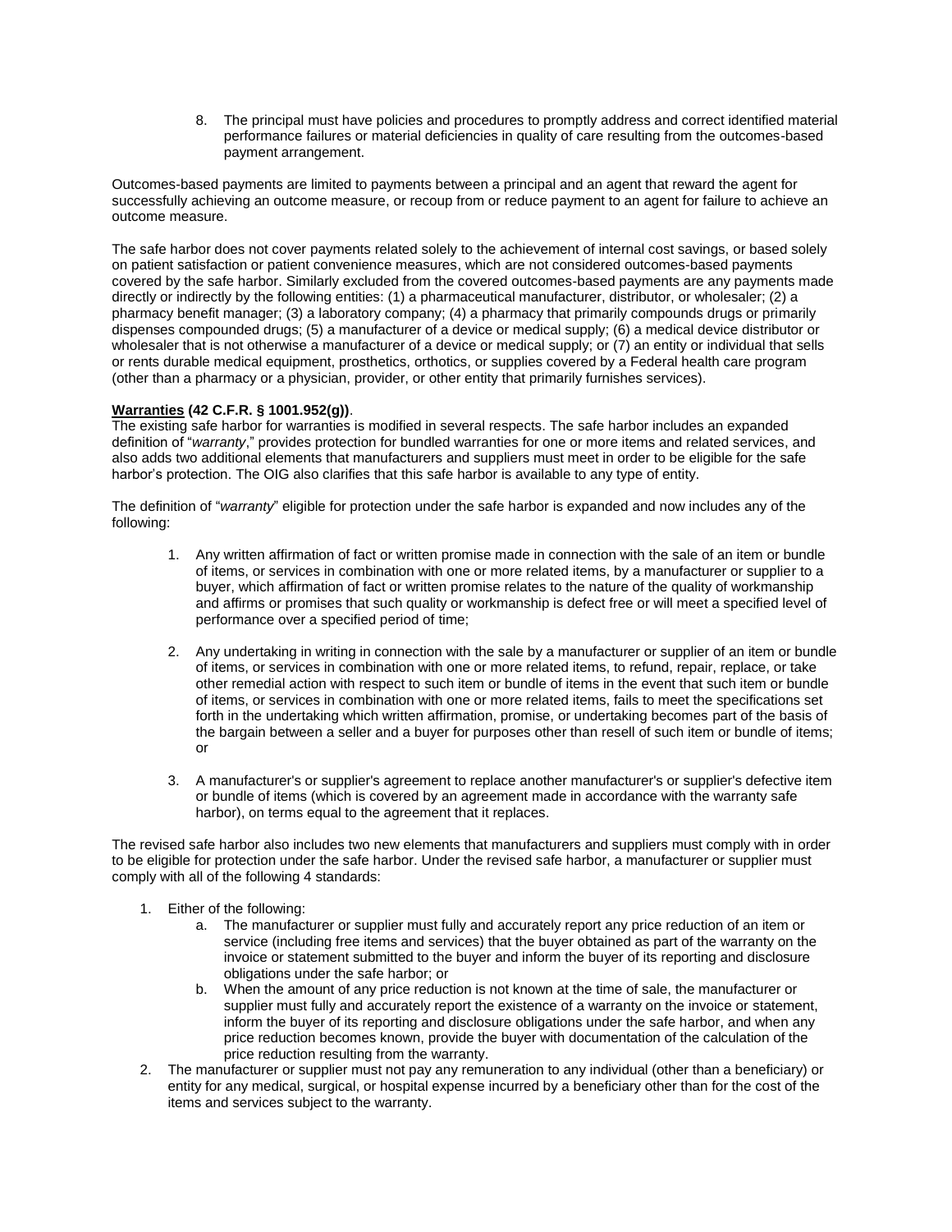8. The principal must have policies and procedures to promptly address and correct identified material performance failures or material deficiencies in quality of care resulting from the outcomes-based payment arrangement.

Outcomes-based payments are limited to payments between a principal and an agent that reward the agent for successfully achieving an outcome measure, or recoup from or reduce payment to an agent for failure to achieve an outcome measure.

The safe harbor does not cover payments related solely to the achievement of internal cost savings, or based solely on patient satisfaction or patient convenience measures, which are not considered outcomes-based payments covered by the safe harbor. Similarly excluded from the covered outcomes-based payments are any payments made directly or indirectly by the following entities: (1) a pharmaceutical manufacturer, distributor, or wholesaler; (2) a pharmacy benefit manager; (3) a laboratory company; (4) a pharmacy that primarily compounds drugs or primarily dispenses compounded drugs; (5) a manufacturer of a device or medical supply; (6) a medical device distributor or wholesaler that is not otherwise a manufacturer of a device or medical supply; or (7) an entity or individual that sells or rents durable medical equipment, prosthetics, orthotics, or supplies covered by a Federal health care program (other than a pharmacy or a physician, provider, or other entity that primarily furnishes services).

**Warranties (42 C.F.R. § 1001.952(g))**.
The existing safe harbor for warranties is modified in several respects. The safe harbor includes an expanded definition of "*warranty*," provides protection for bundled warranties for one or more items and related services, and also adds two additional elements that manufacturers and suppliers must meet in order to be eligible for the safe harbor's protection. The OIG also clarifies that this safe harbor is available to any type of entity.

The definition of "*warranty*" eligible for protection under the safe harbor is expanded and now includes any of the following:

1. Any written affirmation of fact or written promise made in connection with the sale of an item or bundle of items, or services in combination with one or more related items, by a manufacturer or supplier to a buyer, which affirmation of fact or written promise relates to the nature of the quality of workmanship and affirms or promises that such quality or workmanship is defect free or will meet a specified level of performance over a specified period of time;

2. Any undertaking in writing in connection with the sale by a manufacturer or supplier of an item or bundle of items, or services in combination with one or more related items, to refund, repair, replace, or take other remedial action with respect to such item or bundle of items in the event that such item or bundle of items, or services in combination with one or more related items, fails to meet the specifications set forth in the undertaking which written affirmation, promise, or undertaking becomes part of the basis of the bargain between a seller and a buyer for purposes other than resell of such item or bundle of items; or

3. A manufacturer's or supplier's agreement to replace another manufacturer's or supplier's defective item or bundle of items (which is covered by an agreement made in accordance with the warranty safe harbor), on terms equal to the agreement that it replaces.

The revised safe harbor also includes two new elements that manufacturers and suppliers must comply with in order to be eligible for protection under the safe harbor. Under the revised safe harbor, a manufacturer or supplier must comply with all of the following 4 standards:

1. Either of the following:
   a. The manufacturer or supplier must fully and accurately report any price reduction of an item or service (including free items and services) that the buyer obtained as part of the warranty on the invoice or statement submitted to the buyer and inform the buyer of its reporting and disclosure obligations under the safe harbor; or
   b. When the amount of any price reduction is not known at the time of sale, the manufacturer or supplier must fully and accurately report the existence of a warranty on the invoice or statement, inform the buyer of its reporting and disclosure obligations under the safe harbor, and when any price reduction becomes known, provide the buyer with documentation of the calculation of the price reduction resulting from the warranty.
2. The manufacturer or supplier must not pay any remuneration to any individual (other than a beneficiary) or entity for any medical, surgical, or hospital expense incurred by a beneficiary other than for the cost of the items and services subject to the warranty.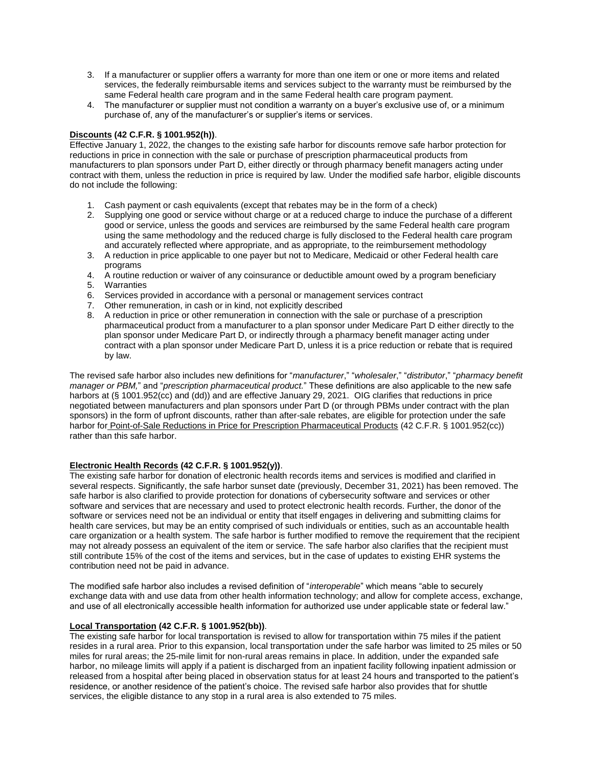3. If a manufacturer or supplier offers a warranty for more than one item or one or more items and related services, the federally reimbursable items and services subject to the warranty must be reimbursed by the same Federal health care program and in the same Federal health care program payment.
4. The manufacturer or supplier must not condition a warranty on a buyer's exclusive use of, or a minimum purchase of, any of the manufacturer's or supplier's items or services.

**Discounts (42 C.F.R. § 1001.952(h))**.
Effective January 1, 2022, the changes to the existing safe harbor for discounts remove safe harbor protection for reductions in price in connection with the sale or purchase of prescription pharmaceutical products from manufacturers to plan sponsors under Part D, either directly or through pharmacy benefit managers acting under contract with them, unless the reduction in price is required by law. Under the modified safe harbor, eligible discounts do not include the following:

1. Cash payment or cash equivalents (except that rebates may be in the form of a check)
2. Supplying one good or service without charge or at a reduced charge to induce the purchase of a different good or service, unless the goods and services are reimbursed by the same Federal health care program using the same methodology and the reduced charge is fully disclosed to the Federal health care program and accurately reflected where appropriate, and as appropriate, to the reimbursement methodology
3. A reduction in price applicable to one payer but not to Medicare, Medicaid or other Federal health care programs
4. A routine reduction or waiver of any coinsurance or deductible amount owed by a program beneficiary
5. Warranties
6. Services provided in accordance with a personal or management services contract
7. Other remuneration, in cash or in kind, not explicitly described
8. A reduction in price or other remuneration in connection with the sale or purchase of a prescription pharmaceutical product from a manufacturer to a plan sponsor under Medicare Part D either directly to the plan sponsor under Medicare Part D, or indirectly through a pharmacy benefit manager acting under contract with a plan sponsor under Medicare Part D, unless it is a price reduction or rebate that is required by law.

The revised safe harbor also includes new definitions for "*manufacturer*," "*wholesaler*," "*distributor*," "*pharmacy benefit manager or PBM,*" and "*prescription pharmaceutical product.*" These definitions are also applicable to the new safe harbors at (§ 1001.952(cc) and (dd)) and are effective January 29, 2021. OIG clarifies that reductions in price negotiated between manufacturers and plan sponsors under Part D (or through PBMs under contract with the plan sponsors) in the form of upfront discounts, rather than after-sale rebates, are eligible for protection under the safe harbor for Point-of-Sale Reductions in Price for Prescription Pharmaceutical Products (42 C.F.R. § 1001.952(cc)) rather than this safe harbor.

**Electronic Health Records (42 C.F.R. § 1001.952(y))**.
The existing safe harbor for donation of electronic health records items and services is modified and clarified in several respects. Significantly, the safe harbor sunset date (previously, December 31, 2021) has been removed. The safe harbor is also clarified to provide protection for donations of cybersecurity software and services or other software and services that are necessary and used to protect electronic health records. Further, the donor of the software or services need not be an individual or entity that itself engages in delivering and submitting claims for health care services, but may be an entity comprised of such individuals or entities, such as an accountable health care organization or a health system. The safe harbor is further modified to remove the requirement that the recipient may not already possess an equivalent of the item or service. The safe harbor also clarifies that the recipient must still contribute 15% of the cost of the items and services, but in the case of updates to existing EHR systems the contribution need not be paid in advance.

The modified safe harbor also includes a revised definition of "*interoperable*" which means "able to securely exchange data with and use data from other health information technology; and allow for complete access, exchange, and use of all electronically accessible health information for authorized use under applicable state or federal law."

**Local Transportation (42 C.F.R. § 1001.952(bb))**.
The existing safe harbor for local transportation is revised to allow for transportation within 75 miles if the patient resides in a rural area. Prior to this expansion, local transportation under the safe harbor was limited to 25 miles or 50 miles for rural areas; the 25-mile limit for non-rural areas remains in place. In addition, under the expanded safe harbor, no mileage limits will apply if a patient is discharged from an inpatient facility following inpatient admission or released from a hospital after being placed in observation status for at least 24 hours and transported to the patient's residence, or another residence of the patient's choice. The revised safe harbor also provides that for shuttle services, the eligible distance to any stop in a rural area is also extended to 75 miles.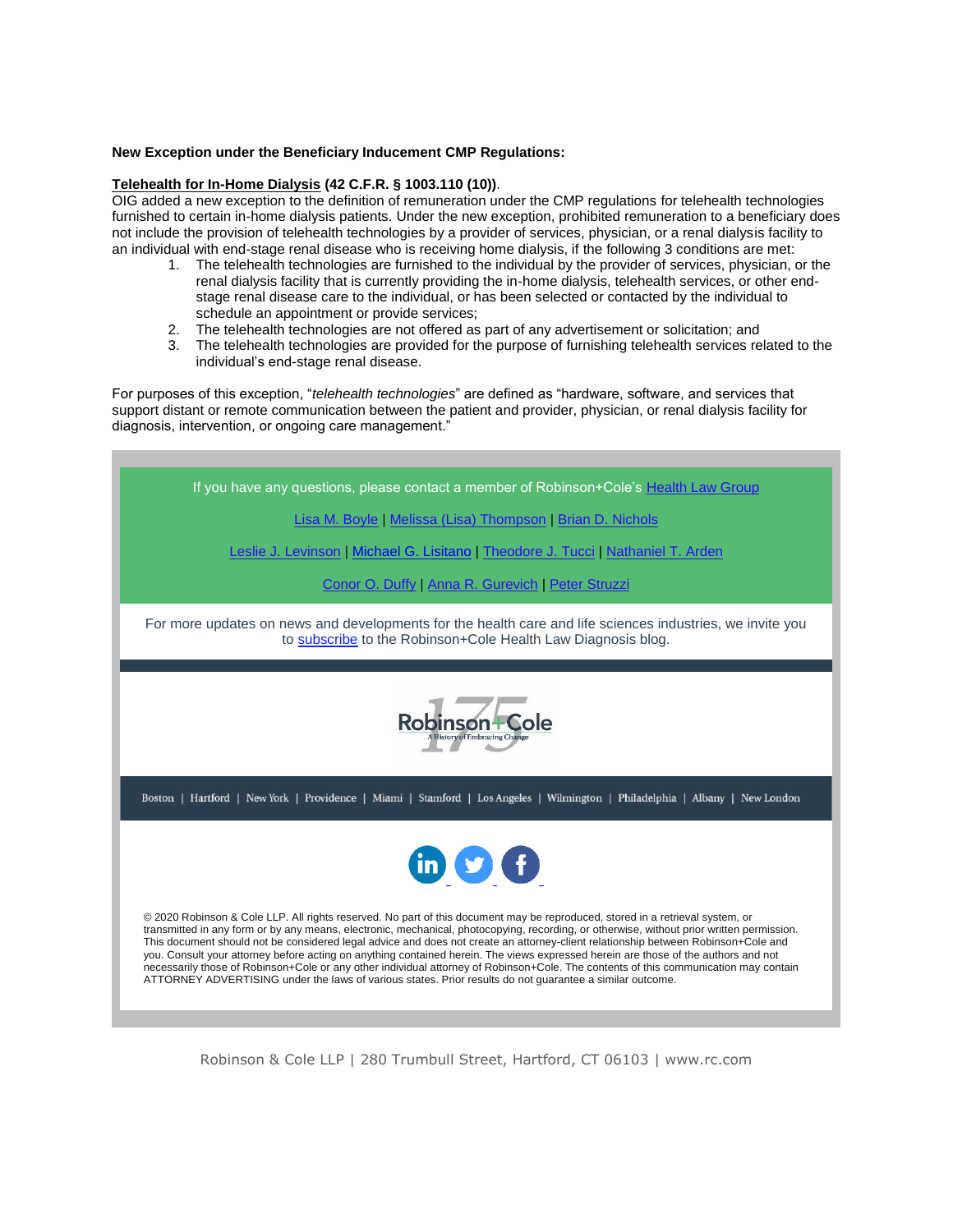**New Exception under the Beneficiary Inducement CMP Regulations:**

**Telehealth for In-Home Dialysis (42 C.F.R. § 1003.110 (10))**.
OIG added a new exception to the definition of remuneration under the CMP regulations for telehealth technologies furnished to certain in-home dialysis patients. Under the new exception, prohibited remuneration to a beneficiary does not include the provision of telehealth technologies by a provider of services, physician, or a renal dialysis facility to an individual with end-stage renal disease who is receiving home dialysis, if the following 3 conditions are met:

1. The telehealth technologies are furnished to the individual by the provider of services, physician, or the renal dialysis facility that is currently providing the in-home dialysis, telehealth services, or other end-stage renal disease care to the individual, or has been selected or contacted by the individual to schedule an appointment or provide services;
2. The telehealth technologies are not offered as part of any advertisement or solicitation; and
3. The telehealth technologies are provided for the purpose of furnishing telehealth services related to the individual's end-stage renal disease.

For purposes of this exception, "*telehealth technologies*" are defined as "hardware, software, and services that support distant or remote communication between the patient and provider, physician, or renal dialysis facility for diagnosis, intervention, or ongoing care management."

If you have any questions, please contact a member of Robinson+Cole's Health Law Group

Lisa M. Boyle | Melissa (Lisa) Thompson | Brian D. Nichols

Leslie J. Levinson | Michael G. Lisitano | Theodore J. Tucci | Nathaniel T. Arden

Conor O. Duffy | Anna R. Gurevich | Peter Struzzi

For more updates on news and developments for the health care and life sciences industries, we invite you to subscribe to the Robinson+Cole Health Law Diagnosis blog.

Robinson+Cole 175 A History of Embracing Change

Boston | Hartford | New York | Providence | Miami | Stamford | Los Angeles | Wilmington | Philadelphia | Albany | New London

© 2020 Robinson & Cole LLP. All rights reserved. No part of this document may be reproduced, stored in a retrieval system, or transmitted in any form or by any means, electronic, mechanical, photocopying, recording, or otherwise, without prior written permission. This document should not be considered legal advice and does not create an attorney-client relationship between Robinson+Cole and you. Consult your attorney before acting on anything contained herein. The views expressed herein are those of the authors and not necessarily those of Robinson+Cole or any other individual attorney of Robinson+Cole. The contents of this communication may contain ATTORNEY ADVERTISING under the laws of various states. Prior results do not guarantee a similar outcome.

Robinson & Cole LLP | 280 Trumbull Street, Hartford, CT 06103 | www.rc.com